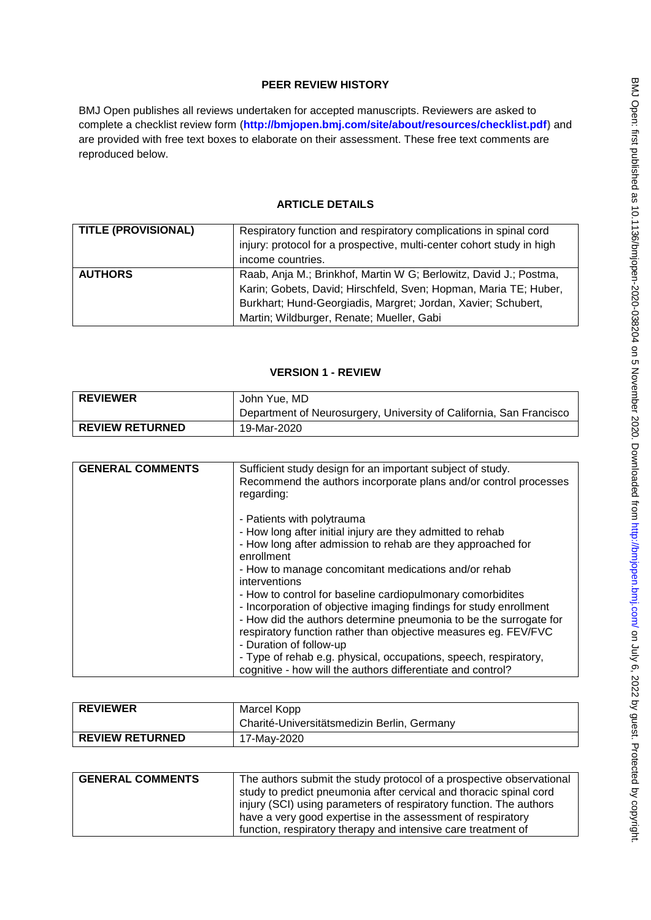## PEER REVIEW HISTORY

BMJ Open publishes all reviews undertaken for accepted manuscripts. Reviewers are asked to complete a checklist review form (**http://bmjopen.bmj.com/site/about/resources/checklist.pdf**) and are provided with free text boxes to elaborate on their assessment. These free text comments are reproduced below.

## ARTICLE DETAILS

| | |
|---|---|
| **TITLE (PROVISIONAL)** | Respiratory function and respiratory complications in spinal cord injury: protocol for a prospective, multi-center cohort study in high income countries. |
| **AUTHORS** | Raab, Anja M.; Brinkhof, Martin W G; Berlowitz, David J.; Postma, Karin; Gobets, David; Hirschfeld, Sven; Hopman, Maria TE; Huber, Burkhart; Hund-Georgiadis, Margret; Jordan, Xavier; Schubert, Martin; Wildburger, Renate; Mueller, Gabi |

## VERSION 1 - REVIEW

| | |
|---|---|
| **REVIEWER** | John Yue, MD<br>Department of Neurosurgery, University of California, San Francisco |
| **REVIEW RETURNED** | 19-Mar-2020 |

| | |
|---|---|
| **GENERAL COMMENTS** | Sufficient study design for an important subject of study. Recommend the authors incorporate plans and/or control processes regarding:<br><br>- Patients with polytrauma<br>- How long after initial injury are they admitted to rehab<br>- How long after admission to rehab are they approached for enrollment<br>- How to manage concomitant medications and/or rehab interventions<br>- How to control for baseline cardiopulmonary comorbidites<br>- Incorporation of objective imaging findings for study enrollment<br>- How did the authors determine pneumonia to be the surrogate for respiratory function rather than objective measures eg. FEV/FVC<br>- Duration of follow-up<br>- Type of rehab e.g. physical, occupations, speech, respiratory, cognitive - how will the authors differentiate and control? |

| | |
|---|---|
| **REVIEWER** | Marcel Kopp<br>Charité-Universitätsmedizin Berlin, Germany |
| **REVIEW RETURNED** | 17-May-2020 |

| | |
|---|---|
| **GENERAL COMMENTS** | The authors submit the study protocol of a prospective observational study to predict pneumonia after cervical and thoracic spinal cord injury (SCI) using parameters of respiratory function. The authors have a very good expertise in the assessment of respiratory function, respiratory therapy and intensive care treatment of |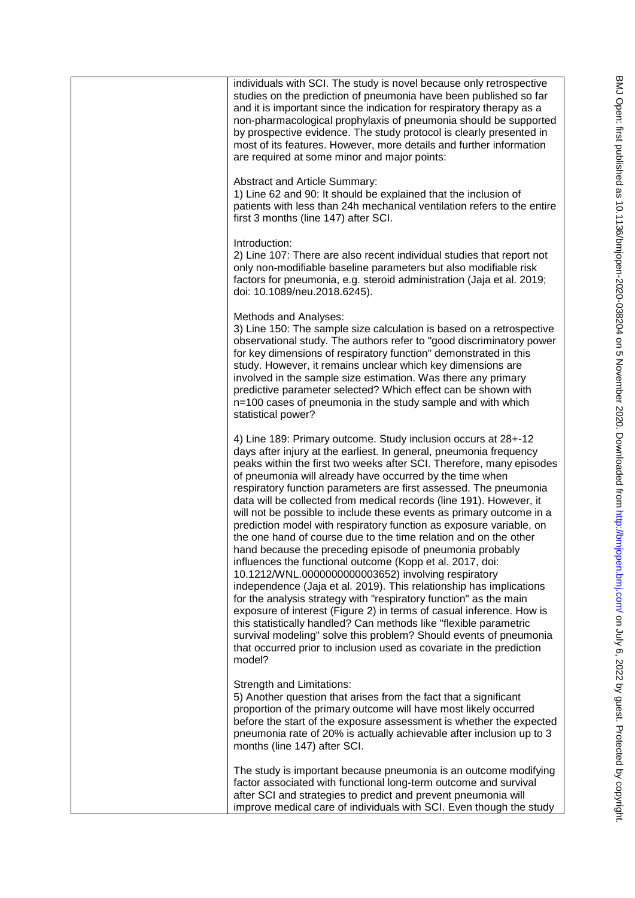individuals with SCI. The study is novel because only retrospective studies on the prediction of pneumonia have been published so far and it is important since the indication for respiratory therapy as a non-pharmacological prophylaxis of pneumonia should be supported by prospective evidence. The study protocol is clearly presented in most of its features. However, more details and further information are required at some minor and major points:

Abstract and Article Summary:
1) Line 62 and 90: It should be explained that the inclusion of patients with less than 24h mechanical ventilation refers to the entire first 3 months (line 147) after SCI.

Introduction:
2) Line 107: There are also recent individual studies that report not only non-modifiable baseline parameters but also modifiable risk factors for pneumonia, e.g. steroid administration (Jaja et al. 2019; doi: 10.1089/neu.2018.6245).

Methods and Analyses:
3) Line 150: The sample size calculation is based on a retrospective observational study. The authors refer to "good discriminatory power for key dimensions of respiratory function" demonstrated in this study. However, it remains unclear which key dimensions are involved in the sample size estimation. Was there any primary predictive parameter selected? Which effect can be shown with n=100 cases of pneumonia in the study sample and with which statistical power?

4) Line 189: Primary outcome. Study inclusion occurs at 28+-12 days after injury at the earliest. In general, pneumonia frequency peaks within the first two weeks after SCI. Therefore, many episodes of pneumonia will already have occurred by the time when respiratory function parameters are first assessed. The pneumonia data will be collected from medical records (line 191). However, it will not be possible to include these events as primary outcome in a prediction model with respiratory function as exposure variable, on the one hand of course due to the time relation and on the other hand because the preceding episode of pneumonia probably influences the functional outcome (Kopp et al. 2017, doi: 10.1212/WNL.0000000000003652) involving respiratory independence (Jaja et al. 2019). This relationship has implications for the analysis strategy with "respiratory function" as the main exposure of interest (Figure 2) in terms of casual inference. How is this statistically handled? Can methods like "flexible parametric survival modeling" solve this problem? Should events of pneumonia that occurred prior to inclusion used as covariate in the prediction model?

Strength and Limitations:
5) Another question that arises from the fact that a significant proportion of the primary outcome will have most likely occurred before the start of the exposure assessment is whether the expected pneumonia rate of 20% is actually achievable after inclusion up to 3 months (line 147) after SCI.

The study is important because pneumonia is an outcome modifying factor associated with functional long-term outcome and survival after SCI and strategies to predict and prevent pneumonia will improve medical care of individuals with SCI. Even though the study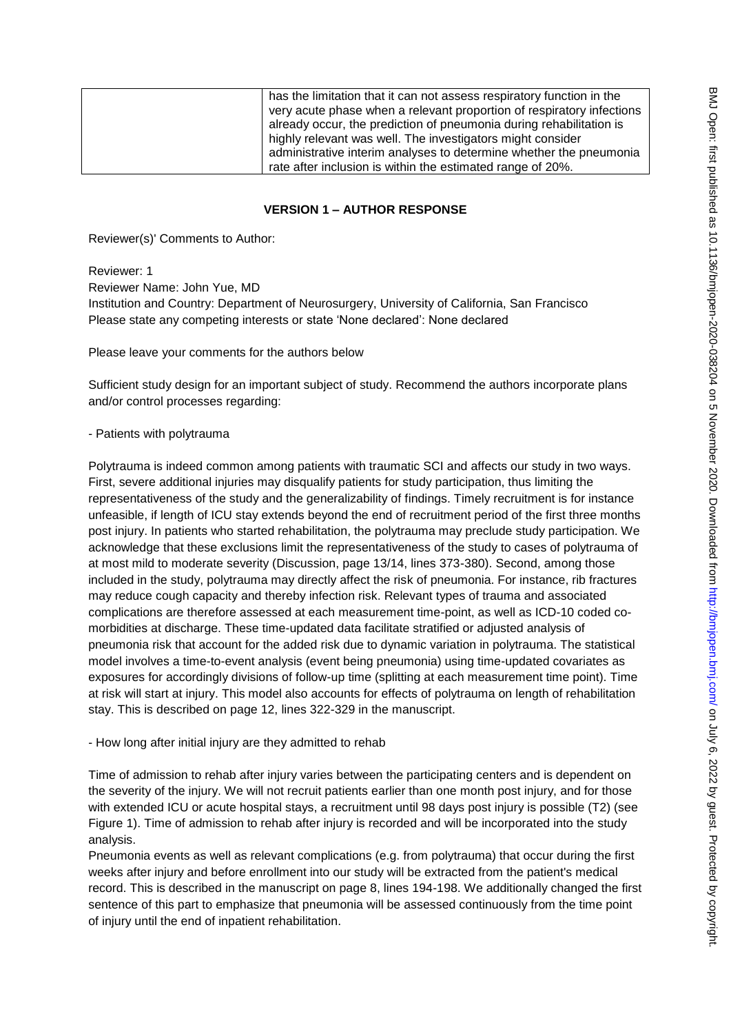| | has the limitation that it can not assess respiratory function in the very acute phase when a relevant proportion of respiratory infections already occur, the prediction of pneumonia during rehabilitation is highly relevant was well. The investigators might consider administrative interim analyses to determine whether the pneumonia rate after inclusion is within the estimated range of 20%. |
|---|---|

## VERSION 1 – AUTHOR RESPONSE

Reviewer(s)' Comments to Author:

Reviewer: 1
Reviewer Name: John Yue, MD
Institution and Country: Department of Neurosurgery, University of California, San Francisco
Please state any competing interests or state 'None declared': None declared

Please leave your comments for the authors below

Sufficient study design for an important subject of study. Recommend the authors incorporate plans and/or control processes regarding:

- Patients with polytrauma

Polytrauma is indeed common among patients with traumatic SCI and affects our study in two ways. First, severe additional injuries may disqualify patients for study participation, thus limiting the representativeness of the study and the generalizability of findings. Timely recruitment is for instance unfeasible, if length of ICU stay extends beyond the end of recruitment period of the first three months post injury. In patients who started rehabilitation, the polytrauma may preclude study participation. We acknowledge that these exclusions limit the representativeness of the study to cases of polytrauma of at most mild to moderate severity (Discussion, page 13/14, lines 373-380). Second, among those included in the study, polytrauma may directly affect the risk of pneumonia. For instance, rib fractures may reduce cough capacity and thereby infection risk. Relevant types of trauma and associated complications are therefore assessed at each measurement time-point, as well as ICD-10 coded co-morbidities at discharge. These time-updated data facilitate stratified or adjusted analysis of pneumonia risk that account for the added risk due to dynamic variation in polytrauma. The statistical model involves a time-to-event analysis (event being pneumonia) using time-updated covariates as exposures for accordingly divisions of follow-up time (splitting at each measurement time point). Time at risk will start at injury. This model also accounts for effects of polytrauma on length of rehabilitation stay. This is described on page 12, lines 322-329 in the manuscript.

- How long after initial injury are they admitted to rehab

Time of admission to rehab after injury varies between the participating centers and is dependent on the severity of the injury. We will not recruit patients earlier than one month post injury, and for those with extended ICU or acute hospital stays, a recruitment until 98 days post injury is possible (T2) (see Figure 1). Time of admission to rehab after injury is recorded and will be incorporated into the study analysis.

Pneumonia events as well as relevant complications (e.g. from polytrauma) that occur during the first weeks after injury and before enrollment into our study will be extracted from the patient's medical record. This is described in the manuscript on page 8, lines 194-198. We additionally changed the first sentence of this part to emphasize that pneumonia will be assessed continuously from the time point of injury until the end of inpatient rehabilitation.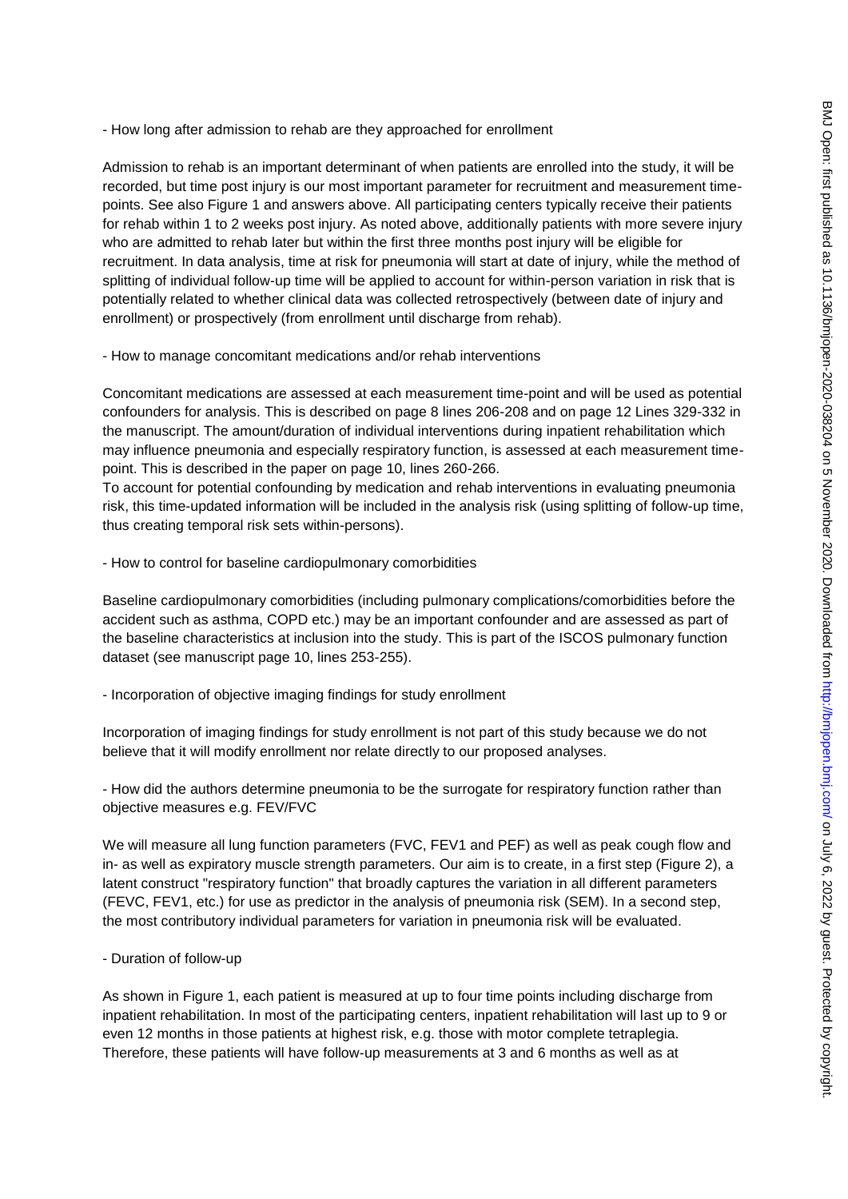- How long after admission to rehab are they approached for enrollment

Admission to rehab is an important determinant of when patients are enrolled into the study, it will be recorded, but time post injury is our most important parameter for recruitment and measurement time-points. See also Figure 1 and answers above. All participating centers typically receive their patients for rehab within 1 to 2 weeks post injury. As noted above, additionally patients with more severe injury who are admitted to rehab later but within the first three months post injury will be eligible for recruitment. In data analysis, time at risk for pneumonia will start at date of injury, while the method of splitting of individual follow-up time will be applied to account for within-person variation in risk that is potentially related to whether clinical data was collected retrospectively (between date of injury and enrollment) or prospectively (from enrollment until discharge from rehab).

- How to manage concomitant medications and/or rehab interventions

Concomitant medications are assessed at each measurement time-point and will be used as potential confounders for analysis. This is described on page 8 lines 206-208 and on page 12 Lines 329-332 in the manuscript. The amount/duration of individual interventions during inpatient rehabilitation which may influence pneumonia and especially respiratory function, is assessed at each measurement time-point. This is described in the paper on page 10, lines 260-266.
To account for potential confounding by medication and rehab interventions in evaluating pneumonia risk, this time-updated information will be included in the analysis risk (using splitting of follow-up time, thus creating temporal risk sets within-persons).

- How to control for baseline cardiopulmonary comorbidities

Baseline cardiopulmonary comorbidities (including pulmonary complications/comorbidities before the accident such as asthma, COPD etc.) may be an important confounder and are assessed as part of the baseline characteristics at inclusion into the study. This is part of the ISCOS pulmonary function dataset (see manuscript page 10, lines 253-255).

- Incorporation of objective imaging findings for study enrollment

Incorporation of imaging findings for study enrollment is not part of this study because we do not believe that it will modify enrollment nor relate directly to our proposed analyses.

- How did the authors determine pneumonia to be the surrogate for respiratory function rather than objective measures e.g. FEV/FVC

We will measure all lung function parameters (FVC, FEV1 and PEF) as well as peak cough flow and in- as well as expiratory muscle strength parameters. Our aim is to create, in a first step (Figure 2), a latent construct "respiratory function" that broadly captures the variation in all different parameters (FEVC, FEV1, etc.) for use as predictor in the analysis of pneumonia risk (SEM). In a second step, the most contributory individual parameters for variation in pneumonia risk will be evaluated.

- Duration of follow-up

As shown in Figure 1, each patient is measured at up to four time points including discharge from inpatient rehabilitation. In most of the participating centers, inpatient rehabilitation will last up to 9 or even 12 months in those patients at highest risk, e.g. those with motor complete tetraplegia. Therefore, these patients will have follow-up measurements at 3 and 6 months as well as at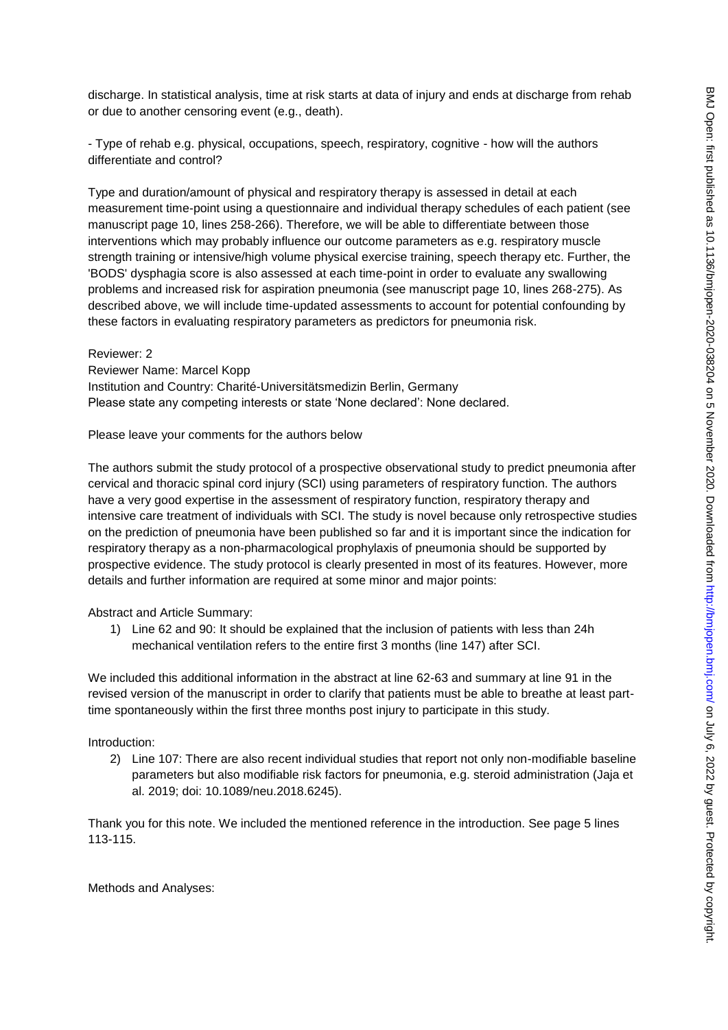discharge. In statistical analysis, time at risk starts at data of injury and ends at discharge from rehab or due to another censoring event (e.g., death).

- Type of rehab e.g. physical, occupations, speech, respiratory, cognitive - how will the authors differentiate and control?

Type and duration/amount of physical and respiratory therapy is assessed in detail at each measurement time-point using a questionnaire and individual therapy schedules of each patient (see manuscript page 10, lines 258-266). Therefore, we will be able to differentiate between those interventions which may probably influence our outcome parameters as e.g. respiratory muscle strength training or intensive/high volume physical exercise training, speech therapy etc. Further, the 'BODS' dysphagia score is also assessed at each time-point in order to evaluate any swallowing problems and increased risk for aspiration pneumonia (see manuscript page 10, lines 268-275). As described above, we will include time-updated assessments to account for potential confounding by these factors in evaluating respiratory parameters as predictors for pneumonia risk.

Reviewer: 2
Reviewer Name: Marcel Kopp
Institution and Country: Charité-Universitätsmedizin Berlin, Germany
Please state any competing interests or state 'None declared': None declared.

Please leave your comments for the authors below

The authors submit the study protocol of a prospective observational study to predict pneumonia after cervical and thoracic spinal cord injury (SCI) using parameters of respiratory function. The authors have a very good expertise in the assessment of respiratory function, respiratory therapy and intensive care treatment of individuals with SCI. The study is novel because only retrospective studies on the prediction of pneumonia have been published so far and it is important since the indication for respiratory therapy as a non-pharmacological prophylaxis of pneumonia should be supported by prospective evidence. The study protocol is clearly presented in most of its features. However, more details and further information are required at some minor and major points:

Abstract and Article Summary:

1) Line 62 and 90: It should be explained that the inclusion of patients with less than 24h mechanical ventilation refers to the entire first 3 months (line 147) after SCI.

We included this additional information in the abstract at line 62-63 and summary at line 91 in the revised version of the manuscript in order to clarify that patients must be able to breathe at least part-time spontaneously within the first three months post injury to participate in this study.

Introduction:

2) Line 107: There are also recent individual studies that report not only non-modifiable baseline parameters but also modifiable risk factors for pneumonia, e.g. steroid administration (Jaja et al. 2019; doi: 10.1089/neu.2018.6245).

Thank you for this note. We included the mentioned reference in the introduction. See page 5 lines 113-115.

Methods and Analyses: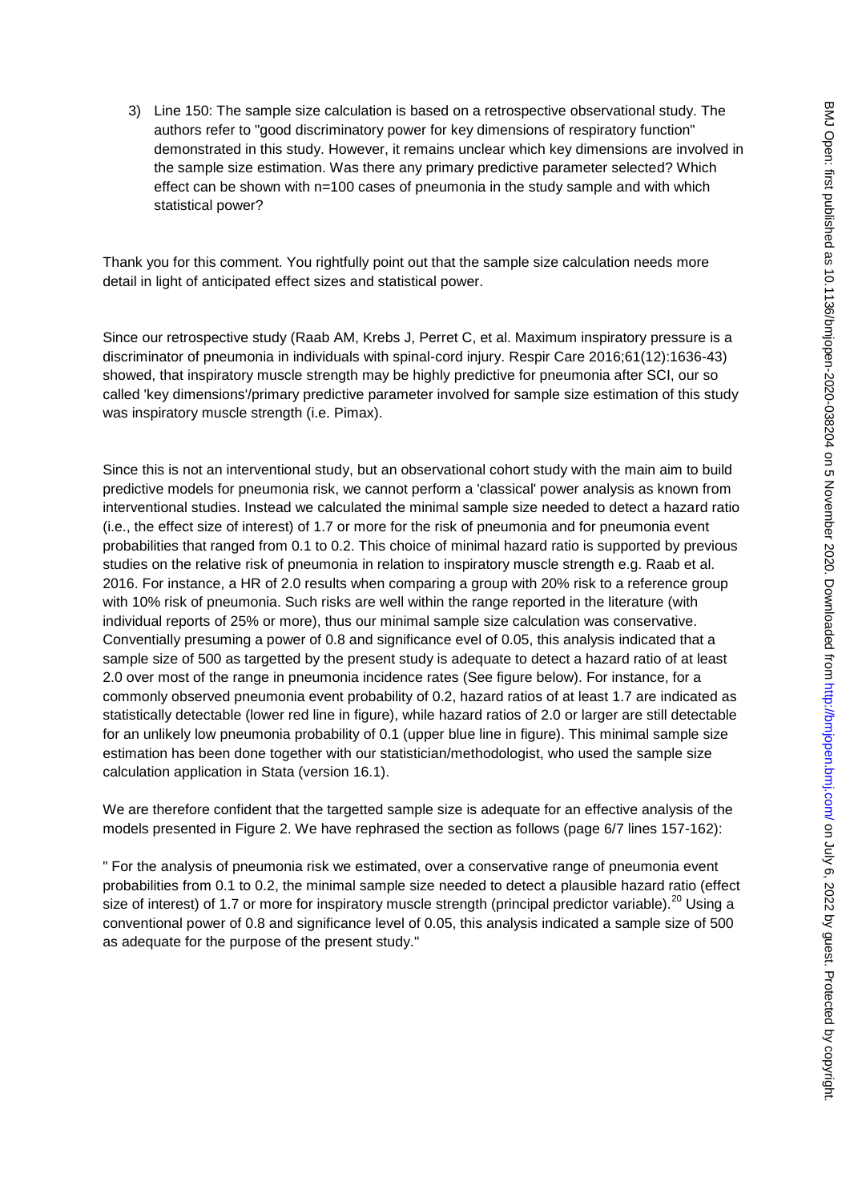3) Line 150: The sample size calculation is based on a retrospective observational study. The authors refer to "good discriminatory power for key dimensions of respiratory function" demonstrated in this study. However, it remains unclear which key dimensions are involved in the sample size estimation. Was there any primary predictive parameter selected? Which effect can be shown with n=100 cases of pneumonia in the study sample and with which statistical power?

Thank you for this comment. You rightfully point out that the sample size calculation needs more detail in light of anticipated effect sizes and statistical power.

Since our retrospective study (Raab AM, Krebs J, Perret C, et al. Maximum inspiratory pressure is a discriminator of pneumonia in individuals with spinal-cord injury. Respir Care 2016;61(12):1636-43) showed, that inspiratory muscle strength may be highly predictive for pneumonia after SCI, our so called 'key dimensions'/primary predictive parameter involved for sample size estimation of this study was inspiratory muscle strength (i.e. Pimax).

Since this is not an interventional study, but an observational cohort study with the main aim to build predictive models for pneumonia risk, we cannot perform a 'classical' power analysis as known from interventional studies. Instead we calculated the minimal sample size needed to detect a hazard ratio (i.e., the effect size of interest) of 1.7 or more for the risk of pneumonia and for pneumonia event probabilities that ranged from 0.1 to 0.2. This choice of minimal hazard ratio is supported by previous studies on the relative risk of pneumonia in relation to inspiratory muscle strength e.g. Raab et al. 2016. For instance, a HR of 2.0 results when comparing a group with 20% risk to a reference group with 10% risk of pneumonia. Such risks are well within the range reported in the literature (with individual reports of 25% or more), thus our minimal sample size calculation was conservative. Conventially presuming a power of 0.8 and significance evel of 0.05, this analysis indicated that a sample size of 500 as targetted by the present study is adequate to detect a hazard ratio of at least 2.0 over most of the range in pneumonia incidence rates (See figure below). For instance, for a commonly observed pneumonia event probability of 0.2, hazard ratios of at least 1.7 are indicated as statistically detectable (lower red line in figure), while hazard ratios of 2.0 or larger are still detectable for an unlikely low pneumonia probability of 0.1 (upper blue line in figure). This minimal sample size estimation has been done together with our statistician/methodologist, who used the sample size calculation application in Stata (version 16.1).

We are therefore confident that the targetted sample size is adequate for an effective analysis of the models presented in Figure 2. We have rephrased the section as follows (page 6/7 lines 157-162):

" For the analysis of pneumonia risk we estimated, over a conservative range of pneumonia event probabilities from 0.1 to 0.2, the minimal sample size needed to detect a plausible hazard ratio (effect size of interest) of 1.7 or more for inspiratory muscle strength (principal predictor variable).[20] Using a conventional power of 0.8 and significance level of 0.05, this analysis indicated a sample size of 500 as adequate for the purpose of the present study."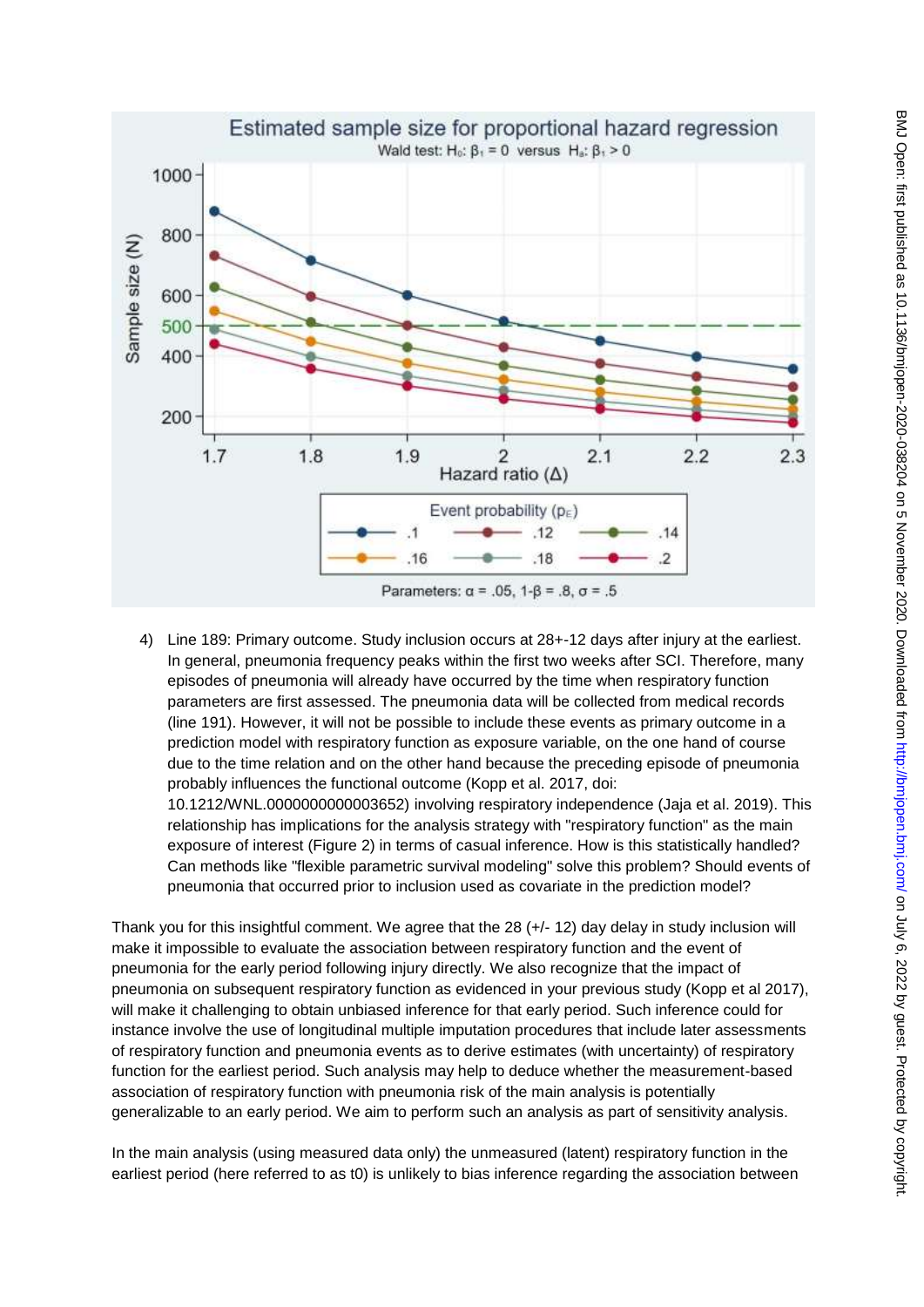4) Line 189: Primary outcome. Study inclusion occurs at 28+-12 days after injury at the earliest. In general, pneumonia frequency peaks within the first two weeks after SCI. Therefore, many episodes of pneumonia will already have occurred by the time when respiratory function parameters are first assessed. The pneumonia data will be collected from medical records (line 191). However, it will not be possible to include these events as primary outcome in a prediction model with respiratory function as exposure variable, on the one hand of course due to the time relation and on the other hand because the preceding episode of pneumonia probably influences the functional outcome (Kopp et al. 2017, doi: 10.1212/WNL.0000000000003652) involving respiratory independence (Jaja et al. 2019). This relationship has implications for the analysis strategy with "respiratory function" as the main exposure of interest (Figure 2) in terms of casual inference. How is this statistically handled? Can methods like "flexible parametric survival modeling" solve this problem? Should events of pneumonia that occurred prior to inclusion used as covariate in the prediction model?

Thank you for this insightful comment. We agree that the 28 (+/- 12) day delay in study inclusion will make it impossible to evaluate the association between respiratory function and the event of pneumonia for the early period following injury directly. We also recognize that the impact of pneumonia on subsequent respiratory function as evidenced in your previous study (Kopp et al 2017), will make it challenging to obtain unbiased inference for that early period. Such inference could for instance involve the use of longitudinal multiple imputation procedures that include later assessments of respiratory function and pneumonia events as to derive estimates (with uncertainty) of respiratory function for the earliest period. Such analysis may help to deduce whether the measurement-based association of respiratory function with pneumonia risk of the main analysis is potentially generalizable to an early period. We aim to perform such an analysis as part of sensitivity analysis.

In the main analysis (using measured data only) the unmeasured (latent) respiratory function in the earliest period (here referred to as t0) is unlikely to bias inference regarding the association between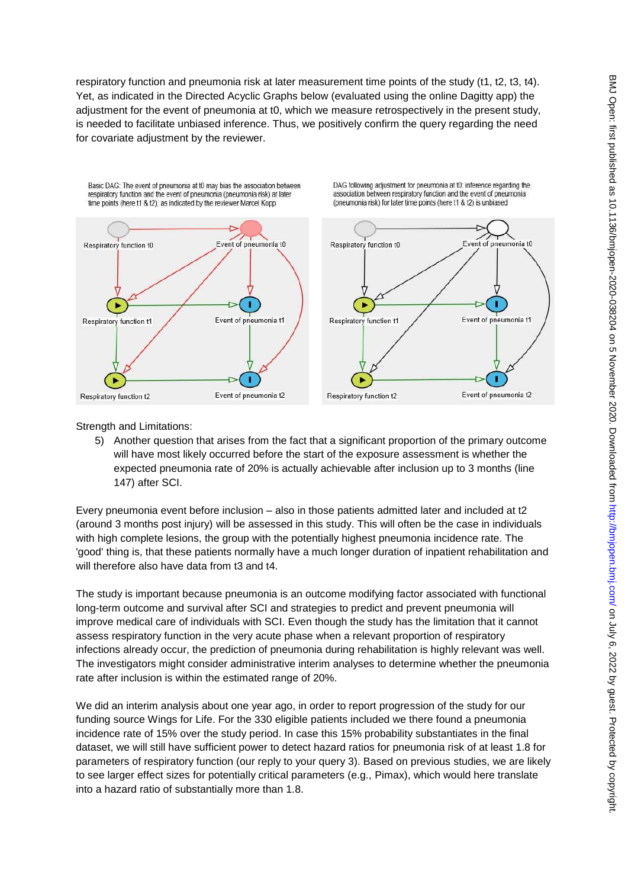respiratory function and pneumonia risk at later measurement time points of the study (t1, t2, t3, t4). Yet, as indicated in the Directed Acyclic Graphs below (evaluated using the online Dagitty app) the adjustment for the event of pneumonia at t0, which we measure retrospectively in the present study, is needed to facilitate unbiased inference. Thus, we positively confirm the query regarding the need for covariate adjustment by the reviewer.

Basic DAG: The event of pneumonia at t0 may bias the association between respiratory function and the event of pneumonia (pneumonia risk) at later time points (here t1 & t2), as indicated by the reviewer Marcel Kopp

DAG following adjustment for pneumonia at t0: inference regarding the association between respiratory function and the event of pneumonia (pneumonia risk) for later time points (here t1 & t2) is unbiased

Strength and Limitations:

5) Another question that arises from the fact that a significant proportion of the primary outcome will have most likely occurred before the start of the exposure assessment is whether the expected pneumonia rate of 20% is actually achievable after inclusion up to 3 months (line 147) after SCI.

Every pneumonia event before inclusion – also in those patients admitted later and included at t2 (around 3 months post injury) will be assessed in this study. This will often be the case in individuals with high complete lesions, the group with the potentially highest pneumonia incidence rate. The 'good' thing is, that these patients normally have a much longer duration of inpatient rehabilitation and will therefore also have data from t3 and t4.

The study is important because pneumonia is an outcome modifying factor associated with functional long-term outcome and survival after SCI and strategies to predict and prevent pneumonia will improve medical care of individuals with SCI. Even though the study has the limitation that it cannot assess respiratory function in the very acute phase when a relevant proportion of respiratory infections already occur, the prediction of pneumonia during rehabilitation is highly relevant was well. The investigators might consider administrative interim analyses to determine whether the pneumonia rate after inclusion is within the estimated range of 20%.

We did an interim analysis about one year ago, in order to report progression of the study for our funding source Wings for Life. For the 330 eligible patients included we there found a pneumonia incidence rate of 15% over the study period. In case this 15% probability substantiates in the final dataset, we will still have sufficient power to detect hazard ratios for pneumonia risk of at least 1.8 for parameters of respiratory function (our reply to your query 3). Based on previous studies, we are likely to see larger effect sizes for potentially critical parameters (e.g., Pimax), which would here translate into a hazard ratio of substantially more than 1.8.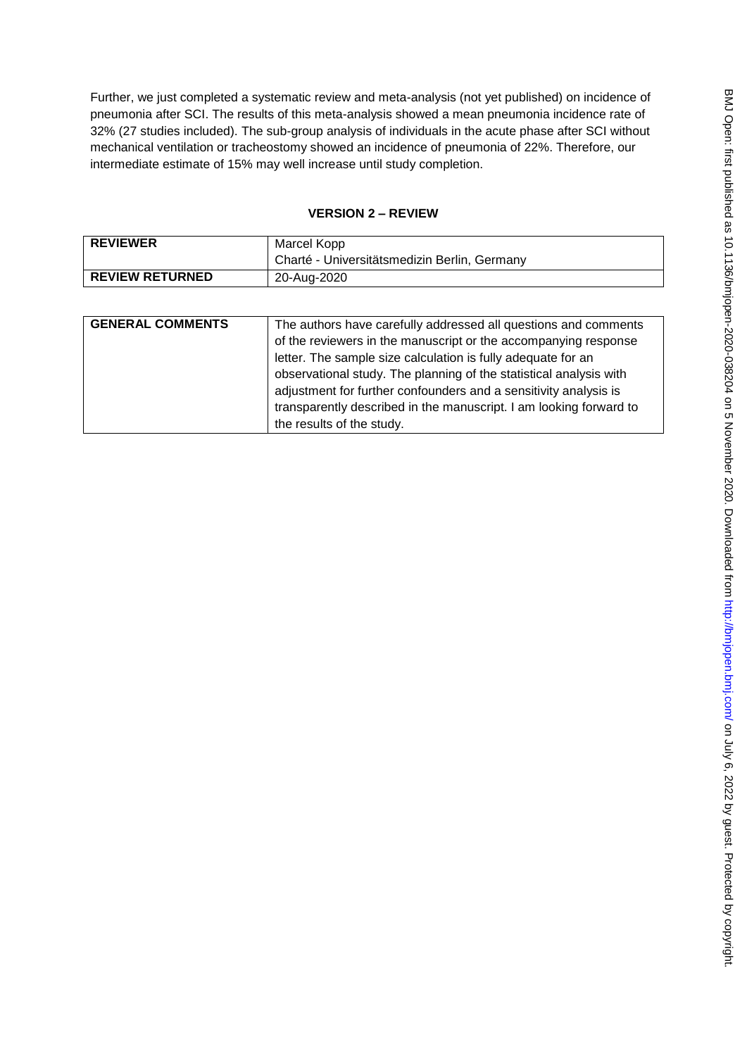Further, we just completed a systematic review and meta-analysis (not yet published) on incidence of pneumonia after SCI. The results of this meta-analysis showed a mean pneumonia incidence rate of 32% (27 studies included). The sub-group analysis of individuals in the acute phase after SCI without mechanical ventilation or tracheostomy showed an incidence of pneumonia of 22%. Therefore, our intermediate estimate of 15% may well increase until study completion.

**VERSION 2 – REVIEW**

| | |
|---|---|
| **REVIEWER** | Marcel Kopp<br>Charté - Universitätsmedizin Berlin, Germany |
| **REVIEW RETURNED** | 20-Aug-2020 |

| | |
|---|---|
| **GENERAL COMMENTS** | The authors have carefully addressed all questions and comments of the reviewers in the manuscript or the accompanying response letter. The sample size calculation is fully adequate for an observational study. The planning of the statistical analysis with adjustment for further confounders and a sensitivity analysis is transparently described in the manuscript. I am looking forward to the results of the study. |